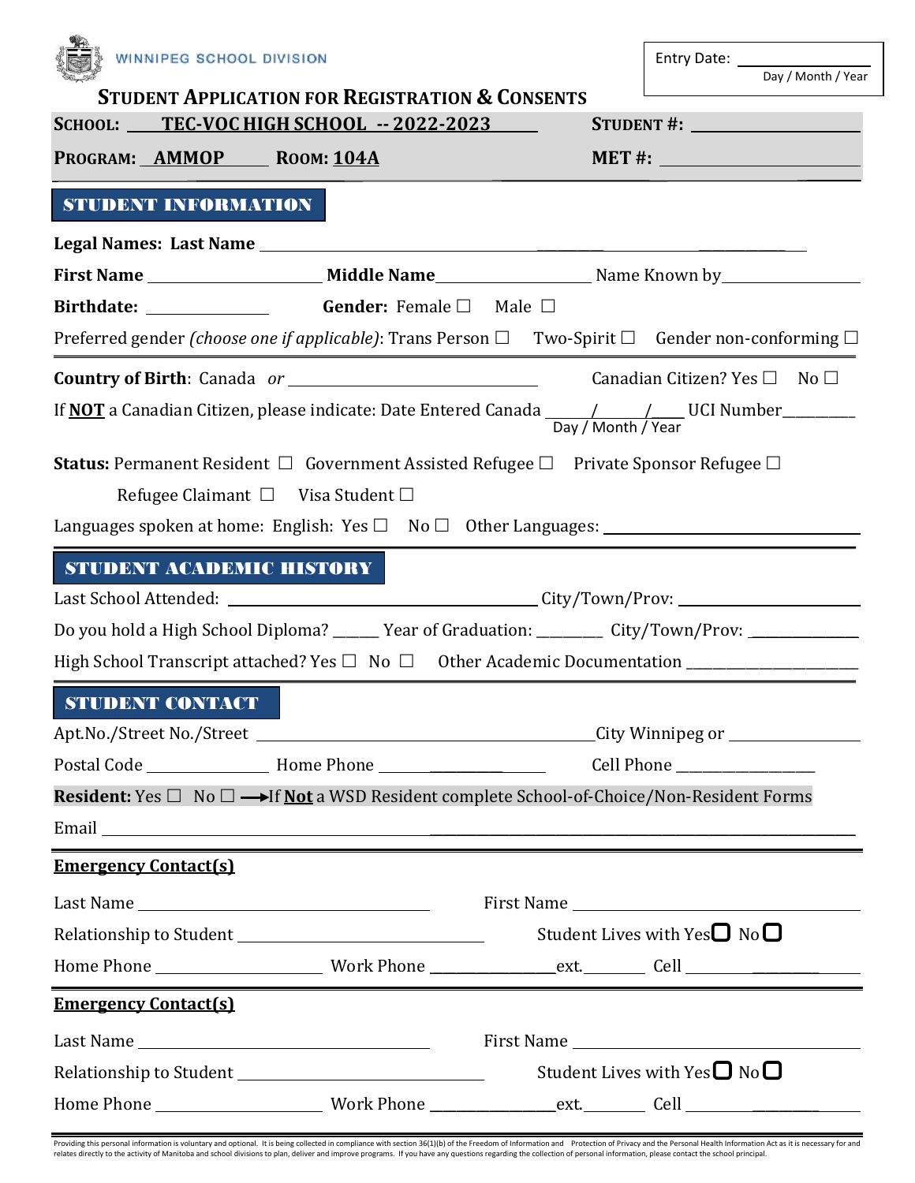WINNIPEG SCHOOL DIVISION

Entry Date: ________________
Day / Month / Year

# STUDENT APPLICATION FOR REGISTRATION & CONSENTS

**SCHOOL:** TEC-VOC HIGH SCHOOL -- 2022-2023 **STUDENT #:** ________________

**PROGRAM:** AMMOP **ROOM:** 104A **MET #:** ________________

## STUDENT INFORMATION

**Legal Names: Last Name** ________________________________________

**First Name** ________________ **Middle Name** ________________ Name Known by ________________

**Birthdate:** ________________ **Gender:** Female ☐ Male ☐

Preferred gender *(choose one if applicable)*: Trans Person ☐ Two-Spirit ☐ Gender non-conforming ☐

**Country of Birth**: Canada *or* ________________________ Canadian Citizen? Yes ☐ No ☐

If **NOT** a Canadian Citizen, please indicate: Date Entered Canada ____/____/____ UCI Number__________
Day / Month / Year

**Status:** Permanent Resident ☐ Government Assisted Refugee ☐ Private Sponsor Refugee ☐

Refugee Claimant ☐ Visa Student ☐

Languages spoken at home: English: Yes ☐ No ☐ Other Languages: ________________________

## STUDENT ACADEMIC HISTORY

Last School Attended: ________________________ City/Town/Prov: ________________

Do you hold a High School Diploma? ______ Year of Graduation: ________ City/Town/Prov: ______________

High School Transcript attached? Yes ☐ No ☐ Other Academic Documentation ______________________

## STUDENT CONTACT

Apt.No./Street No./Street ________________________________ City Winnipeg or ________________

Postal Code ________________ Home Phone ________________ Cell Phone ________________

**Resident:** Yes ☐ No ☐ →If **Not** a WSD Resident complete School-of-Choice/Non-Resident Forms

Email ________________________________________________

### Emergency Contact(s)

Last Name ________________________ First Name ________________________

Relationship to Student ________________________ Student Lives with Yes ☐ No ☐

Home Phone ________________ Work Phone ________________ext.________ Cell ________________

### Emergency Contact(s)

Last Name ________________________ First Name ________________________

Relationship to Student ________________________ Student Lives with Yes ☐ No ☐

Home Phone ________________ Work Phone ________________ext.________ Cell ________________

Providing this personal information is voluntary and optional. It is being collected in compliance with section 36(1)(b) of the Freedom of Information and Protection of Privacy and the Personal Health Information Act as it is necessary for and relates directly to the activity of Manitoba and school divisions to plan, deliver and improve programs. If you have any questions regarding the collection of personal information, please contact the school principal.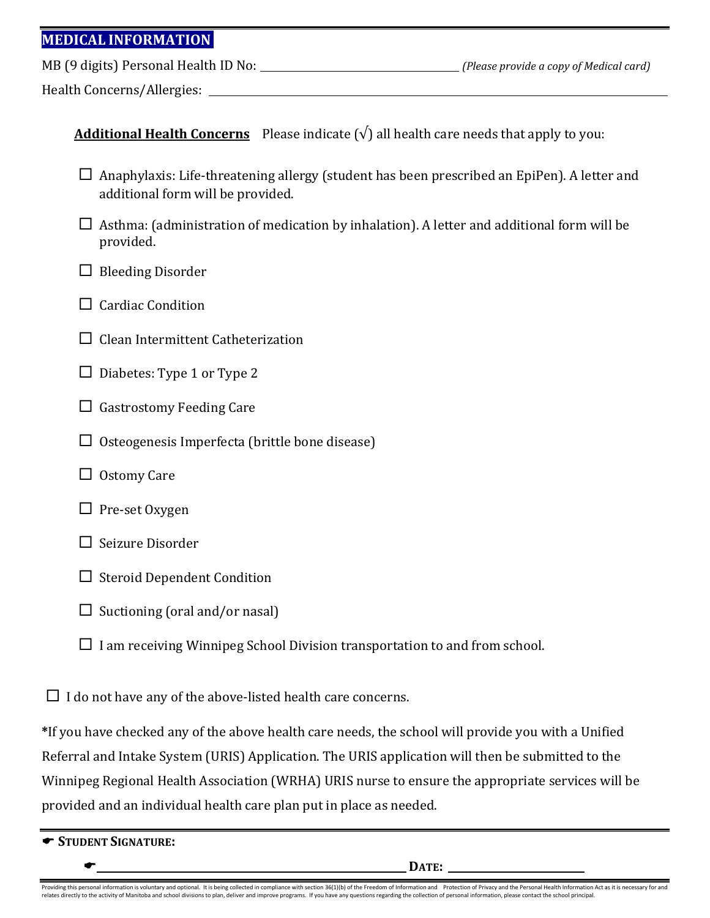## MEDICAL INFORMATION

MB (9 digits) Personal Health ID No: \_\_\_\_\_\_\_\_\_\_\_\_\_\_\_\_\_\_\_\_\_\_\_\_\_\_\_\_\_\_ *(Please provide a copy of Medical card)*

Health Concerns/Allergies: \_\_\_\_\_\_\_\_\_\_\_\_\_\_\_\_\_\_\_\_\_\_\_\_\_\_\_\_\_\_\_\_\_\_\_\_\_\_\_\_\_\_\_\_\_\_\_\_\_\_\_\_\_\_\_\_

**<u>Additional Health Concerns</u>** Please indicate (√) all health care needs that apply to you:

- ☐ Anaphylaxis: Life-threatening allergy (student has been prescribed an EpiPen). A letter and additional form will be provided.
- ☐ Asthma: (administration of medication by inhalation). A letter and additional form will be provided.
- ☐ Bleeding Disorder
- ☐ Cardiac Condition
- ☐ Clean Intermittent Catheterization
- ☐ Diabetes: Type 1 or Type 2
- ☐ Gastrostomy Feeding Care
- ☐ Osteogenesis Imperfecta (brittle bone disease)
- ☐ Ostomy Care
- ☐ Pre-set Oxygen
- ☐ Seizure Disorder
- ☐ Steroid Dependent Condition
- ☐ Suctioning (oral and/or nasal)
- ☐ I am receiving Winnipeg School Division transportation to and from school.

☐ I do not have any of the above-listed health care concerns.

**\***If you have checked any of the above health care needs, the school will provide you with a Unified Referral and Intake System (URIS) Application. The URIS application will then be submitted to the Winnipeg Regional Health Association (WRHA) URIS nurse to ensure the appropriate services will be provided and an individual health care plan put in place as needed.

☛ **STUDENT SIGNATURE:**

☛ \_\_\_\_\_\_\_\_\_\_\_\_\_\_\_\_\_\_\_\_\_\_\_\_\_\_\_\_\_\_\_\_\_\_\_\_\_\_\_\_\_\_ **DATE:** \_\_\_\_\_\_\_\_\_\_\_\_\_\_\_\_\_\_\_\_

Providing this personal information is voluntary and optional. It is being collected in compliance with section 36(1)(b) of the Freedom of Information and Protection of Privacy and the Personal Health Information Act as it is necessary for and relates directly to the activity of Manitoba and school divisions to plan, deliver and improve programs. If you have any questions regarding the collection of personal information, please contact the school principal.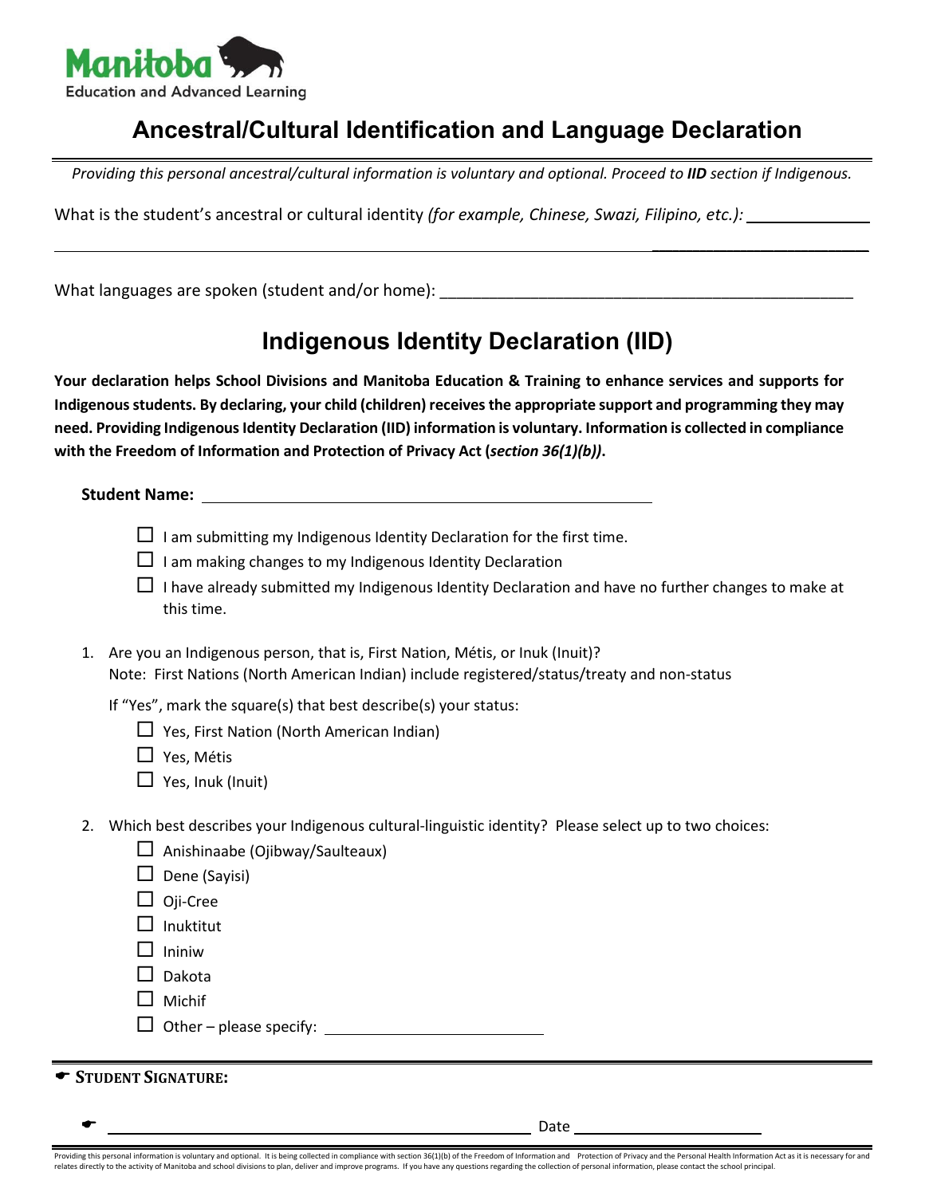Manitoba
Education and Advanced Learning

# Ancestral/Cultural Identification and Language Declaration

*Providing this personal ancestral/cultural information is voluntary and optional. Proceed to **IID** section if Indigenous.*

What is the student's ancestral or cultural identity *(for example, Chinese, Swazi, Filipino, etc.):* ______________

__________________________________________________________________________________

What languages are spoken (student and/or home): ________________________________________________

# Indigenous Identity Declaration (IID)

**Your declaration helps School Divisions and Manitoba Education & Training to enhance services and supports for Indigenous students. By declaring, your child (children) receives the appropriate support and programming they may need. Providing Indigenous Identity Declaration (IID) information is voluntary. Information is collected in compliance with the Freedom of Information and Protection of Privacy Act (*section 36(1)(b))*.**

**Student Name:** ______________________________________________

- ☐ I am submitting my Indigenous Identity Declaration for the first time.
- ☐ I am making changes to my Indigenous Identity Declaration
- ☐ I have already submitted my Indigenous Identity Declaration and have no further changes to make at this time.

1. Are you an Indigenous person, that is, First Nation, Métis, or Inuk (Inuit)?
   Note: First Nations (North American Indian) include registered/status/treaty and non-status

   If "Yes", mark the square(s) that best describe(s) your status:
   - ☐ Yes, First Nation (North American Indian)
   - ☐ Yes, Métis
   - ☐ Yes, Inuk (Inuit)

2. Which best describes your Indigenous cultural-linguistic identity? Please select up to two choices:
   - ☐ Anishinaabe (Ojibway/Saulteaux)
   - ☐ Dene (Sayisi)
   - ☐ Oji-Cree
   - ☐ Inuktitut
   - ☐ Ininiw
   - ☐ Dakota
   - ☐ Michif
   - ☐ Other – please specify: ______________________

☛ **STUDENT SIGNATURE:**

☛ ______________________________________________ Date ____________________

Providing this personal information is voluntary and optional. It is being collected in compliance with section 36(1)(b) of the Freedom of Information and Protection of Privacy and the Personal Health Information Act as it is necessary for and relates directly to the activity of Manitoba and school divisions to plan, deliver and improve programs. If you have any questions regarding the collection of personal information, please contact the school principal.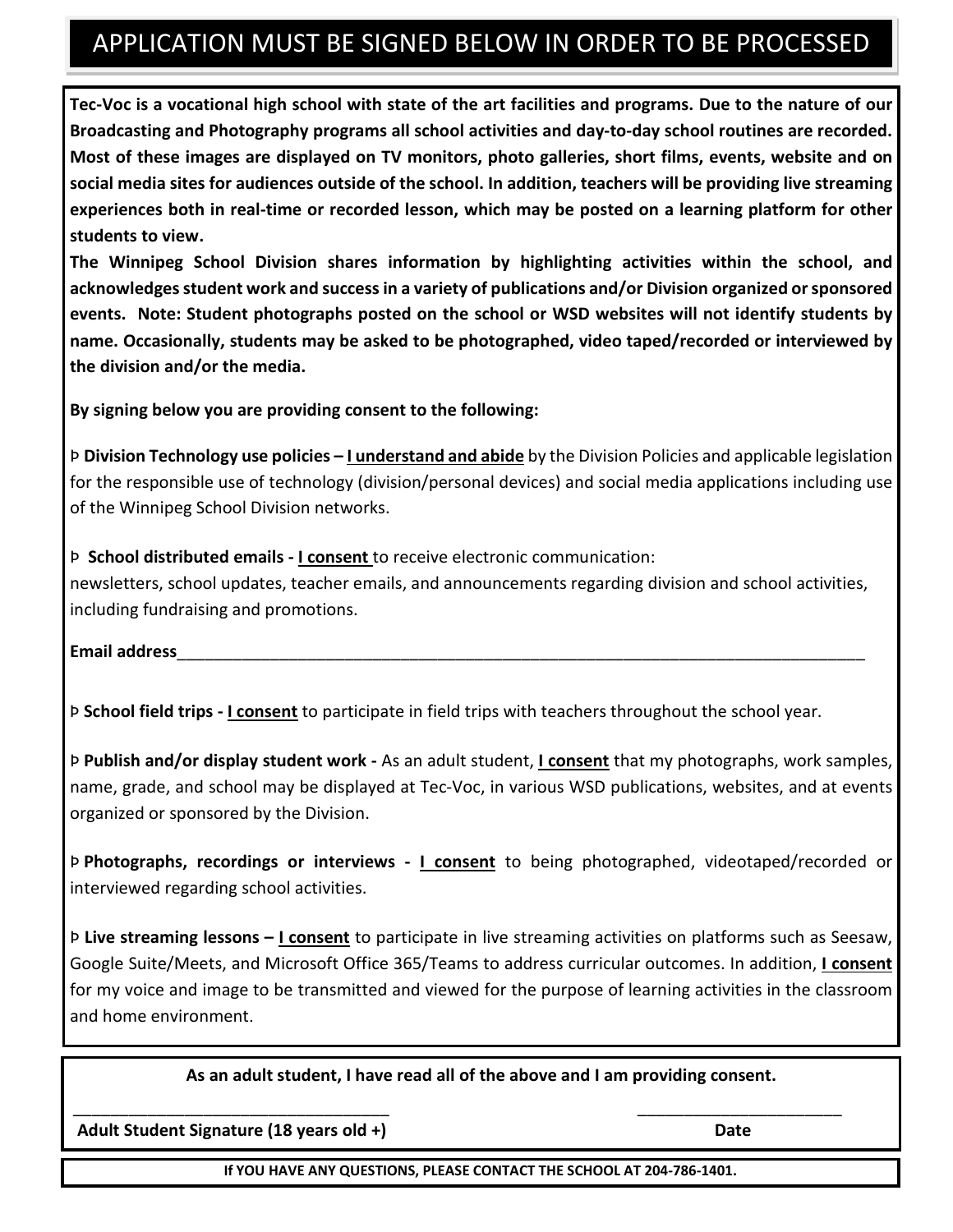# APPLICATION MUST BE SIGNED BELOW IN ORDER TO BE PROCESSED

**Tec-Voc is a vocational high school with state of the art facilities and programs. Due to the nature of our Broadcasting and Photography programs all school activities and day-to-day school routines are recorded. Most of these images are displayed on TV monitors, photo galleries, short films, events, website and on social media sites for audiences outside of the school. In addition, teachers will be providing live streaming experiences both in real-time or recorded lesson, which may be posted on a learning platform for other students to view.**

**The Winnipeg School Division shares information by highlighting activities within the school, and acknowledges student work and success in a variety of publications and/or Division organized or sponsored events. Note: Student photographs posted on the school or WSD websites will not identify students by name. Occasionally, students may be asked to be photographed, video taped/recorded or interviewed by the division and/or the media.**

**By signing below you are providing consent to the following:**

Þ **Division Technology use policies – <u>I understand and abide</u>** by the Division Policies and applicable legislation for the responsible use of technology (division/personal devices) and social media applications including use of the Winnipeg School Division networks.

Þ **School distributed emails - <u>I consent</u>** to receive electronic communication:
newsletters, school updates, teacher emails, and announcements regarding division and school activities, including fundraising and promotions.

**Email address**\_\_\_\_\_\_\_\_\_\_\_\_\_\_\_\_\_\_\_\_\_\_\_\_\_\_\_\_\_\_\_\_\_\_\_\_\_\_\_\_\_\_\_\_\_\_\_\_\_\_\_\_\_\_\_\_\_\_\_\_\_\_\_\_\_\_\_\_\_\_

Þ **School field trips - <u>I consent</u>** to participate in field trips with teachers throughout the school year.

Þ **Publish and/or display student work -** As an adult student, **<u>I consent</u>** that my photographs, work samples, name, grade, and school may be displayed at Tec-Voc, in various WSD publications, websites, and at events organized or sponsored by the Division.

Þ **Photographs, recordings or interviews - <u>I consent</u>** to being photographed, videotaped/recorded or interviewed regarding school activities.

Þ **Live streaming lessons – <u>I consent</u>** to participate in live streaming activities on platforms such as Seesaw, Google Suite/Meets, and Microsoft Office 365/Teams to address curricular outcomes. In addition, **<u>I consent</u>** for my voice and image to be transmitted and viewed for the purpose of learning activities in the classroom and home environment.

**As an adult student, I have read all of the above and I am providing consent.**

\_\_\_\_\_\_\_\_\_\_\_\_\_\_\_\_\_\_\_\_\_\_\_\_\_\_\_\_\_\_\_\_\_\_ &nbsp;&nbsp;&nbsp;&nbsp;&nbsp;&nbsp;&nbsp;&nbsp; \_\_\_\_\_\_\_\_\_\_\_\_\_\_\_\_\_\_\_\_\_\_
**Adult Student Signature (18 years old +)** &nbsp;&nbsp;&nbsp;&nbsp;&nbsp;&nbsp;&nbsp;&nbsp; **Date**

**If YOU HAVE ANY QUESTIONS, PLEASE CONTACT THE SCHOOL AT 204-786-1401.**